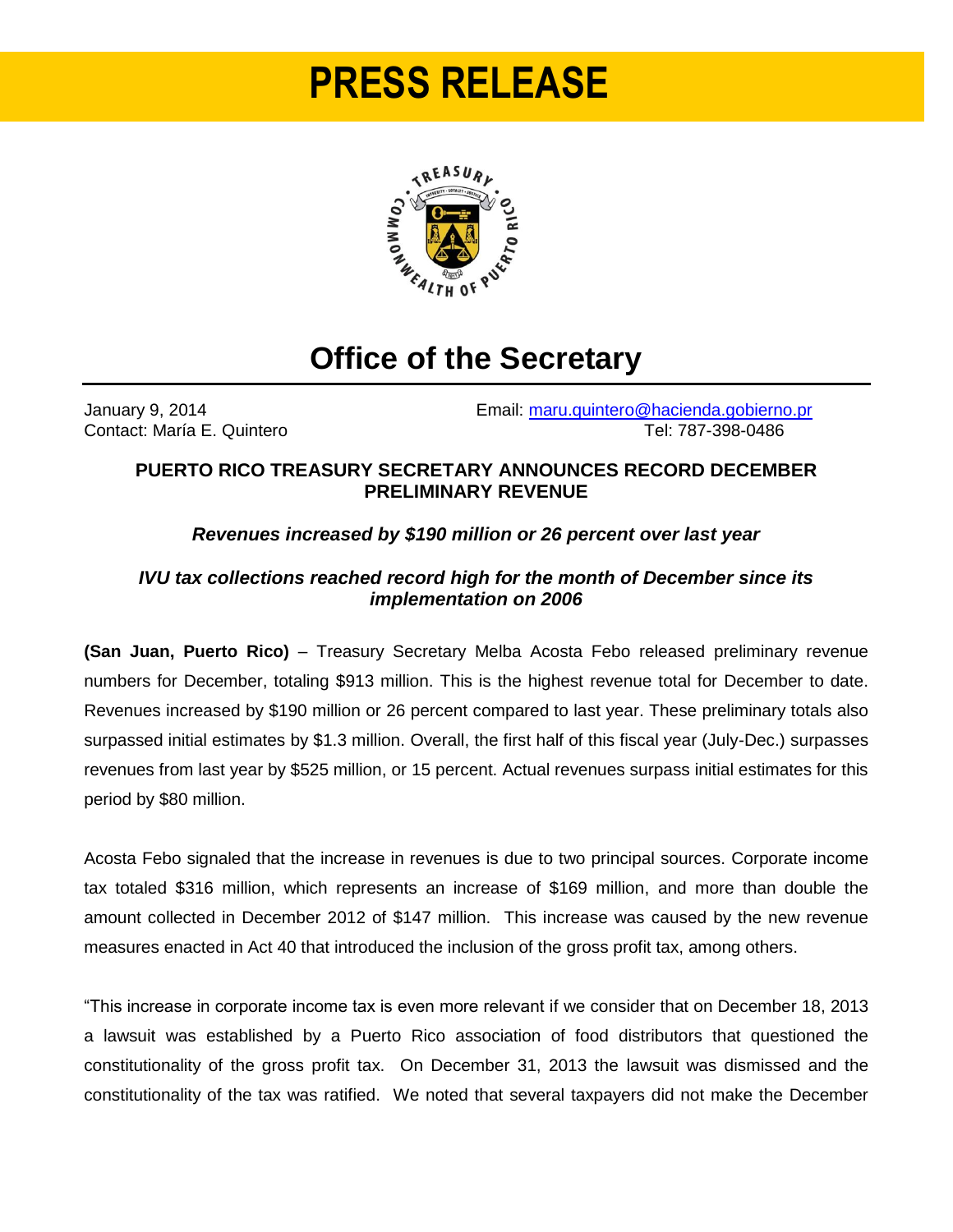# PRESS RELEASE

## Office of the Secretary

January 9, 2014
Contact: María E. Quintero

Email: maru.quintero@hacienda.gobierno.pr
Tel: 787-398-0486

### PUERTO RICO TREASURY SECRETARY ANNOUNCES RECORD DECEMBER PRELIMINARY REVENUE

***Revenues increased by $190 million or 26 percent over last year***

***IVU tax collections reached record high for the month of December since its implementation on 2006***

**(San Juan, Puerto Rico)** – Treasury Secretary Melba Acosta Febo released preliminary revenue numbers for December, totaling $913 million. This is the highest revenue total for December to date. Revenues increased by $190 million or 26 percent compared to last year. These preliminary totals also surpassed initial estimates by $1.3 million. Overall, the first half of this fiscal year (July-Dec.) surpasses revenues from last year by $525 million, or 15 percent. Actual revenues surpass initial estimates for this period by $80 million.

Acosta Febo signaled that the increase in revenues is due to two principal sources. Corporate income tax totaled $316 million, which represents an increase of $169 million, and more than double the amount collected in December 2012 of $147 million. This increase was caused by the new revenue measures enacted in Act 40 that introduced the inclusion of the gross profit tax, among others.

"This increase in corporate income tax is even more relevant if we consider that on December 18, 2013 a lawsuit was established by a Puerto Rico association of food distributors that questioned the constitutionality of the gross profit tax. On December 31, 2013 the lawsuit was dismissed and the constitutionality of the tax was ratified. We noted that several taxpayers did not make the December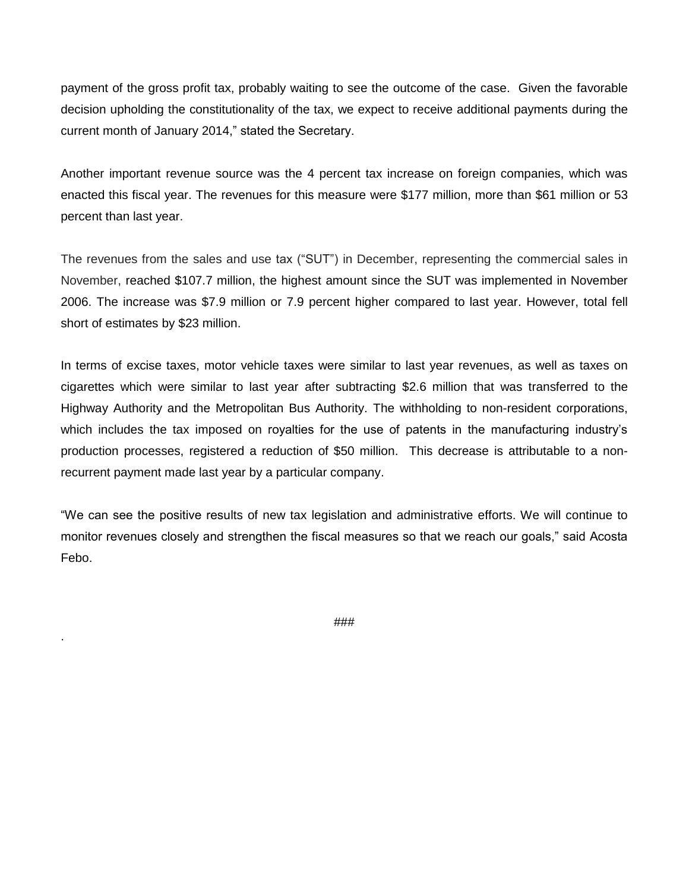payment of the gross profit tax, probably waiting to see the outcome of the case. Given the favorable decision upholding the constitutionality of the tax, we expect to receive additional payments during the current month of January 2014," stated the Secretary.

Another important revenue source was the 4 percent tax increase on foreign companies, which was enacted this fiscal year. The revenues for this measure were $177 million, more than $61 million or 53 percent than last year.

The revenues from the sales and use tax ("SUT") in December, representing the commercial sales in November, reached $107.7 million, the highest amount since the SUT was implemented in November 2006. The increase was $7.9 million or 7.9 percent higher compared to last year. However, total fell short of estimates by $23 million.

In terms of excise taxes, motor vehicle taxes were similar to last year revenues, as well as taxes on cigarettes which were similar to last year after subtracting $2.6 million that was transferred to the Highway Authority and the Metropolitan Bus Authority. The withholding to non-resident corporations, which includes the tax imposed on royalties for the use of patents in the manufacturing industry's production processes, registered a reduction of $50 million. This decrease is attributable to a non-recurrent payment made last year by a particular company.

"We can see the positive results of new tax legislation and administrative efforts. We will continue to monitor revenues closely and strengthen the fiscal measures so that we reach our goals," said Acosta Febo.

###

.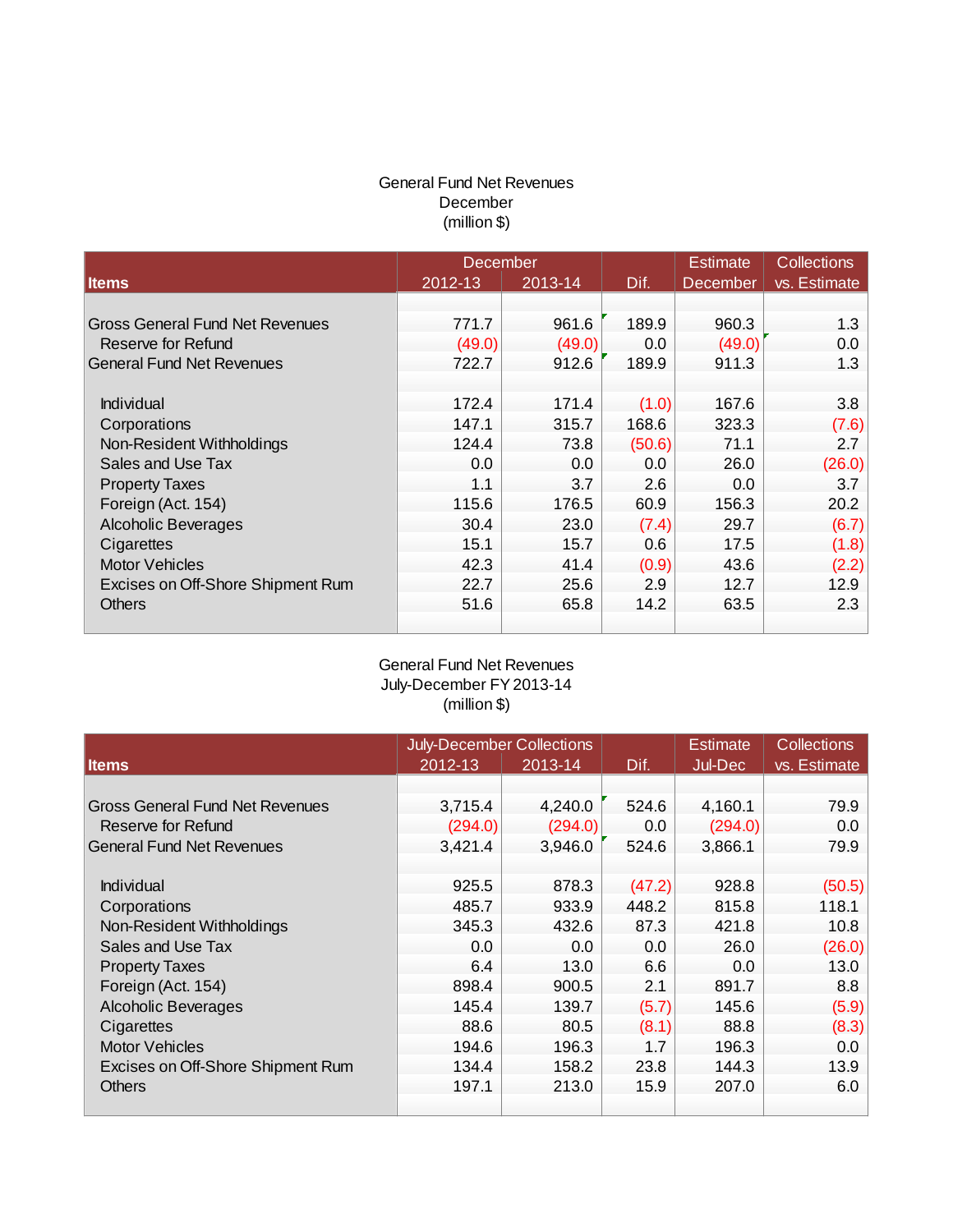General Fund Net Revenues
December
(million $)

| Items | December 2012-13 | December 2013-14 | Dif. | Estimate December | Collections vs. Estimate |
|---|---|---|---|---|---|
| Gross General Fund Net Revenues | 771.7 | 961.6 | 189.9 | 960.3 | 1.3 |
| Reserve for Refund | (49.0) | (49.0) | 0.0 | (49.0) | 0.0 |
| General Fund Net Revenues | 722.7 | 912.6 | 189.9 | 911.3 | 1.3 |
| | | | | | |
| Individual | 172.4 | 171.4 | (1.0) | 167.6 | 3.8 |
| Corporations | 147.1 | 315.7 | 168.6 | 323.3 | (7.6) |
| Non-Resident Withholdings | 124.4 | 73.8 | (50.6) | 71.1 | 2.7 |
| Sales and Use Tax | 0.0 | 0.0 | 0.0 | 26.0 | (26.0) |
| Property Taxes | 1.1 | 3.7 | 2.6 | 0.0 | 3.7 |
| Foreign (Act. 154) | 115.6 | 176.5 | 60.9 | 156.3 | 20.2 |
| Alcoholic Beverages | 30.4 | 23.0 | (7.4) | 29.7 | (6.7) |
| Cigarettes | 15.1 | 15.7 | 0.6 | 17.5 | (1.8) |
| Motor Vehicles | 42.3 | 41.4 | (0.9) | 43.6 | (2.2) |
| Excises on Off-Shore Shipment Rum | 22.7 | 25.6 | 2.9 | 12.7 | 12.9 |
| Others | 51.6 | 65.8 | 14.2 | 63.5 | 2.3 |

General Fund Net Revenues
July-December FY 2013-14
(million $)

| Items | July-December Collections 2012-13 | July-December Collections 2013-14 | Dif. | Estimate Jul-Dec | Collections vs. Estimate |
|---|---|---|---|---|---|
| Gross General Fund Net Revenues | 3,715.4 | 4,240.0 | 524.6 | 4,160.1 | 79.9 |
| Reserve for Refund | (294.0) | (294.0) | 0.0 | (294.0) | 0.0 |
| General Fund Net Revenues | 3,421.4 | 3,946.0 | 524.6 | 3,866.1 | 79.9 |
| | | | | | |
| Individual | 925.5 | 878.3 | (47.2) | 928.8 | (50.5) |
| Corporations | 485.7 | 933.9 | 448.2 | 815.8 | 118.1 |
| Non-Resident Withholdings | 345.3 | 432.6 | 87.3 | 421.8 | 10.8 |
| Sales and Use Tax | 0.0 | 0.0 | 0.0 | 26.0 | (26.0) |
| Property Taxes | 6.4 | 13.0 | 6.6 | 0.0 | 13.0 |
| Foreign (Act. 154) | 898.4 | 900.5 | 2.1 | 891.7 | 8.8 |
| Alcoholic Beverages | 145.4 | 139.7 | (5.7) | 145.6 | (5.9) |
| Cigarettes | 88.6 | 80.5 | (8.1) | 88.8 | (8.3) |
| Motor Vehicles | 194.6 | 196.3 | 1.7 | 196.3 | 0.0 |
| Excises on Off-Shore Shipment Rum | 134.4 | 158.2 | 23.8 | 144.3 | 13.9 |
| Others | 197.1 | 213.0 | 15.9 | 207.0 | 6.0 |